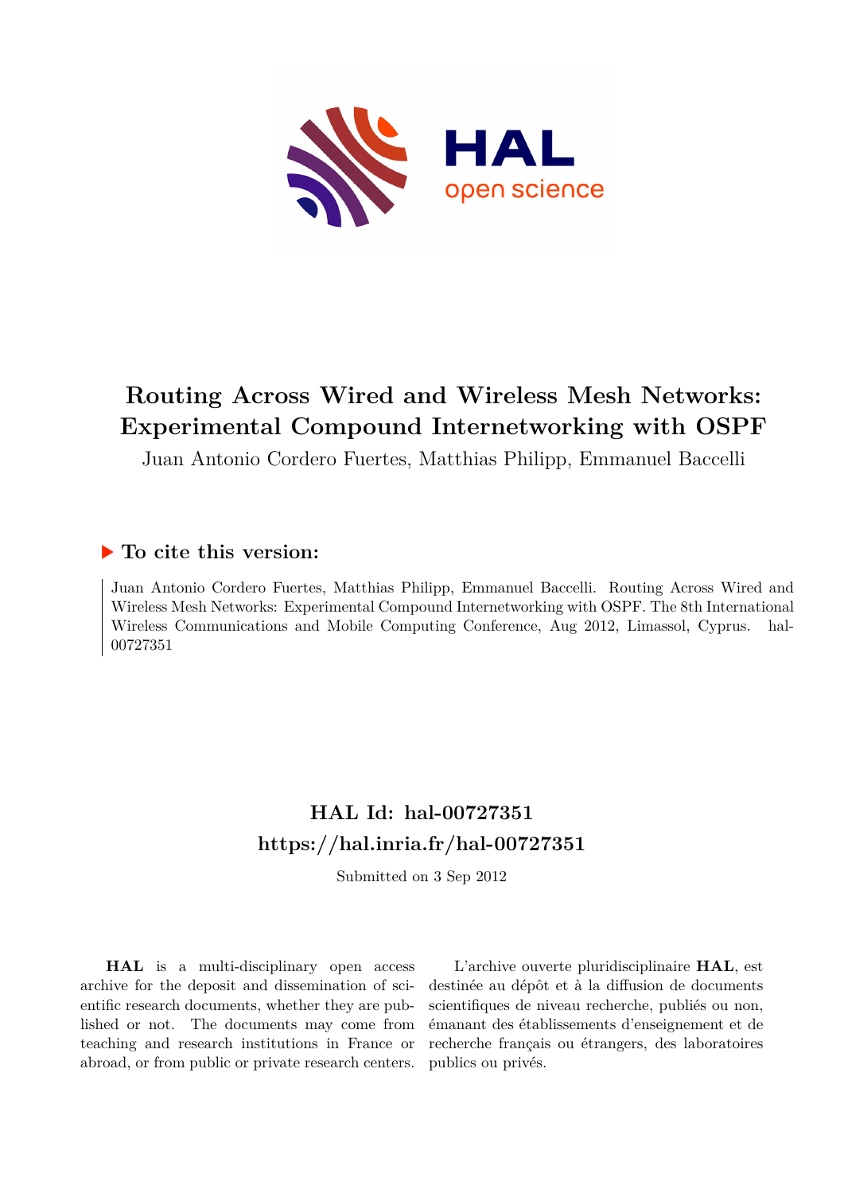# Routing Across Wired and Wireless Mesh Networks: Experimental Compound Internetworking with OSPF

Juan Antonio Cordero Fuertes, Matthias Philipp, Emmanuel Baccelli

## To cite this version:

Juan Antonio Cordero Fuertes, Matthias Philipp, Emmanuel Baccelli. Routing Across Wired and Wireless Mesh Networks: Experimental Compound Internetworking with OSPF. The 8th International Wireless Communications and Mobile Computing Conference, Aug 2012, Limassol, Cyprus. hal-00727351

## HAL Id: hal-00727351

## https://hal.inria.fr/hal-00727351

Submitted on 3 Sep 2012

**HAL** is a multi-disciplinary open access archive for the deposit and dissemination of scientific research documents, whether they are published or not. The documents may come from teaching and research institutions in France or abroad, or from public or private research centers.

L'archive ouverte pluridisciplinaire **HAL**, est destinée au dépôt et à la diffusion de documents scientifiques de niveau recherche, publiés ou non, émanant des établissements d'enseignement et de recherche français ou étrangers, des laboratoires publics ou privés.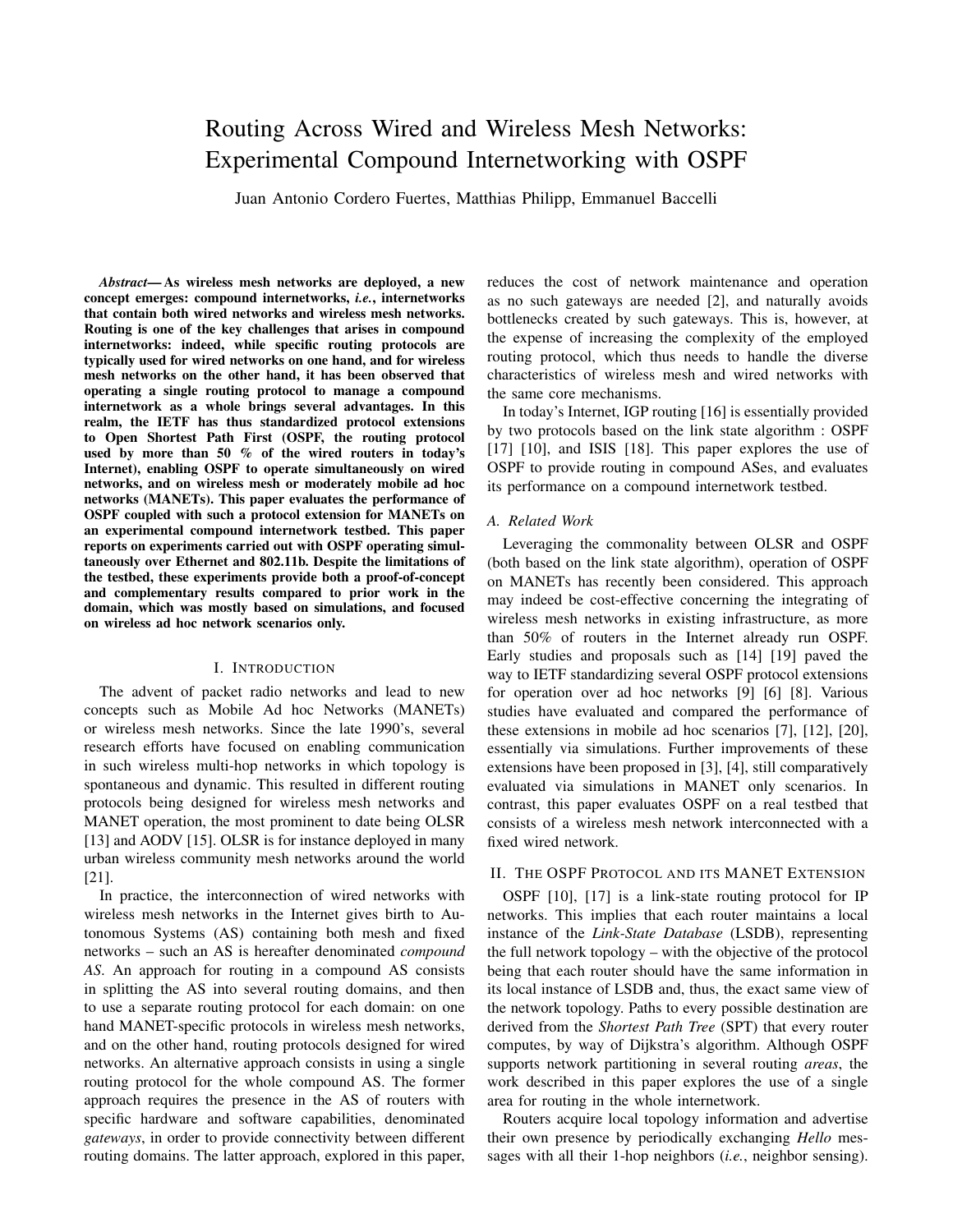# Routing Across Wired and Wireless Mesh Networks: Experimental Compound Internetworking with OSPF

Juan Antonio Cordero Fuertes, Matthias Philipp, Emmanuel Baccelli

***Abstract*— As wireless mesh networks are deployed, a new concept emerges: compound internetworks, *i.e.*, internetworks that contain both wired networks and wireless mesh networks. Routing is one of the key challenges that arises in compound internetworks: indeed, while specific routing protocols are typically used for wired networks on one hand, and for wireless mesh networks on the other hand, it has been observed that operating a single routing protocol to manage a compound internetwork as a whole brings several advantages. In this realm, the IETF has thus standardized protocol extensions to Open Shortest Path First (OSPF, the routing protocol used by more than 50 % of the wired routers in today's Internet), enabling OSPF to operate simultaneously on wired networks, and on wireless mesh or moderately mobile ad hoc networks (MANETs). This paper evaluates the performance of OSPF coupled with such a protocol extension for MANETs on an experimental compound internetwork testbed. This paper reports on experiments carried out with OSPF operating simultaneously over Ethernet and 802.11b. Despite the limitations of the testbed, these experiments provide both a proof-of-concept and complementary results compared to prior work in the domain, which was mostly based on simulations, and focused on wireless ad hoc network scenarios only.**

## I. Introduction

The advent of packet radio networks and lead to new concepts such as Mobile Ad hoc Networks (MANETs) or wireless mesh networks. Since the late 1990's, several research efforts have focused on enabling communication in such wireless multi-hop networks in which topology is spontaneous and dynamic. This resulted in different routing protocols being designed for wireless mesh networks and MANET operation, the most prominent to date being OLSR [13] and AODV [15]. OLSR is for instance deployed in many urban wireless community mesh networks around the world [21].

In practice, the interconnection of wired networks with wireless mesh networks in the Internet gives birth to Autonomous Systems (AS) containing both mesh and fixed networks – such an AS is hereafter denominated *compound AS*. An approach for routing in a compound AS consists in splitting the AS into several routing domains, and then to use a separate routing protocol for each domain: on one hand MANET-specific protocols in wireless mesh networks, and on the other hand, routing protocols designed for wired networks. An alternative approach consists in using a single routing protocol for the whole compound AS. The former approach requires the presence in the AS of routers with specific hardware and software capabilities, denominated *gateways*, in order to provide connectivity between different routing domains. The latter approach, explored in this paper, reduces the cost of network maintenance and operation as no such gateways are needed [2], and naturally avoids bottlenecks created by such gateways. This is, however, at the expense of increasing the complexity of the employed routing protocol, which thus needs to handle the diverse characteristics of wireless mesh and wired networks with the same core mechanisms.

In today's Internet, IGP routing [16] is essentially provided by two protocols based on the link state algorithm : OSPF [17] [10], and ISIS [18]. This paper explores the use of OSPF to provide routing in compound ASes, and evaluates its performance on a compound internetwork testbed.

### A. Related Work

Leveraging the commonality between OLSR and OSPF (both based on the link state algorithm), operation of OSPF on MANETs has recently been considered. This approach may indeed be cost-effective concerning the integrating of wireless mesh networks in existing infrastructure, as more than 50% of routers in the Internet already run OSPF. Early studies and proposals such as [14] [19] paved the way to IETF standardizing several OSPF protocol extensions for operation over ad hoc networks [9] [6] [8]. Various studies have evaluated and compared the performance of these extensions in mobile ad hoc scenarios [7], [12], [20], essentially via simulations. Further improvements of these extensions have been proposed in [3], [4], still comparatively evaluated via simulations in MANET only scenarios. In contrast, this paper evaluates OSPF on a real testbed that consists of a wireless mesh network interconnected with a fixed wired network.

## II. The OSPF Protocol and its MANET Extension

OSPF [10], [17] is a link-state routing protocol for IP networks. This implies that each router maintains a local instance of the *Link-State Database* (LSDB), representing the full network topology – with the objective of the protocol being that each router should have the same information in its local instance of LSDB and, thus, the exact same view of the network topology. Paths to every possible destination are derived from the *Shortest Path Tree* (SPT) that every router computes, by way of Dijkstra's algorithm. Although OSPF supports network partitioning in several routing *areas*, the work described in this paper explores the use of a single area for routing in the whole internetwork.

Routers acquire local topology information and advertise their own presence by periodically exchanging *Hello* messages with all their 1-hop neighbors (*i.e.*, neighbor sensing).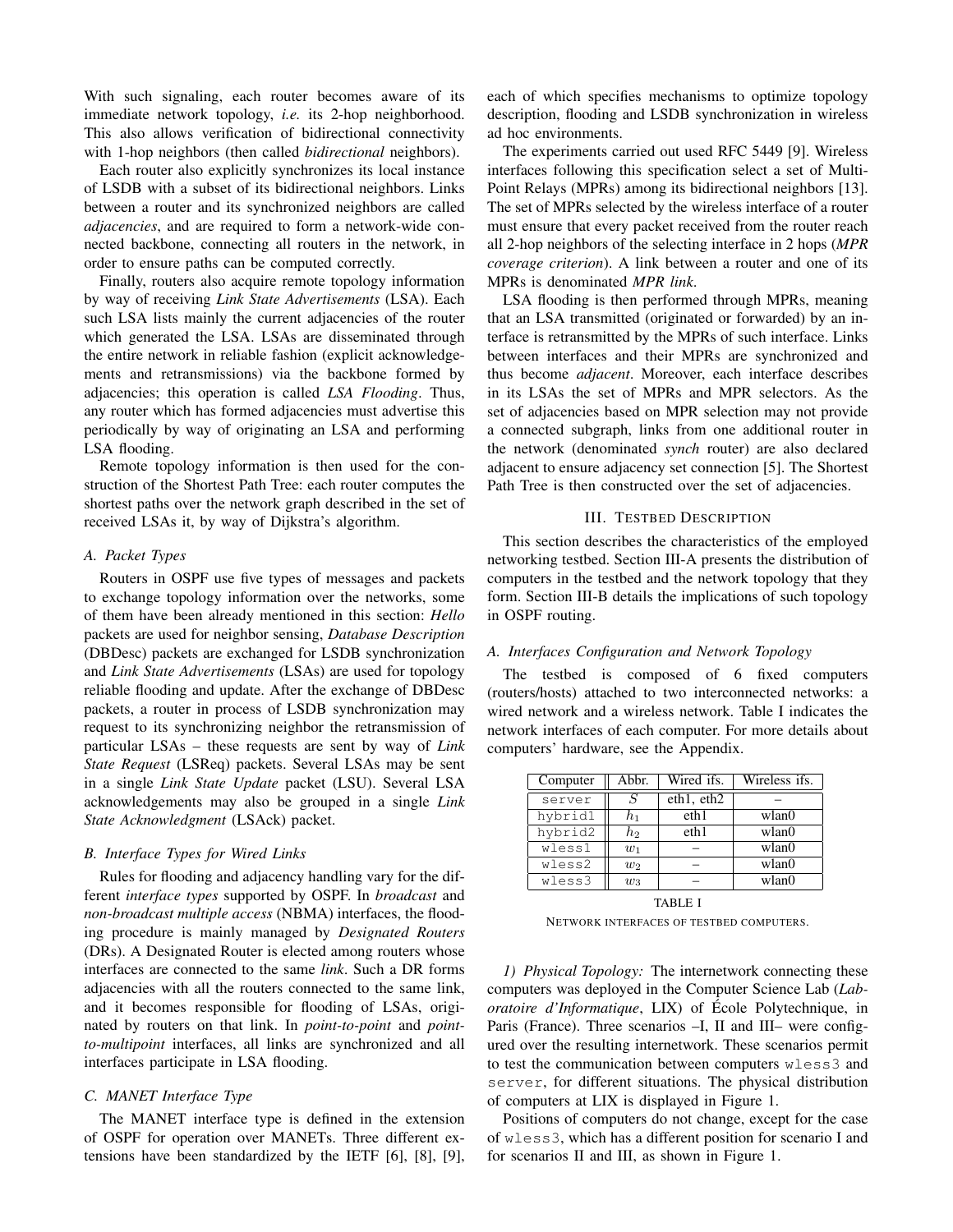With such signaling, each router becomes aware of its immediate network topology, *i.e.* its 2-hop neighborhood. This also allows verification of bidirectional connectivity with 1-hop neighbors (then called *bidirectional* neighbors).

Each router also explicitly synchronizes its local instance of LSDB with a subset of its bidirectional neighbors. Links between a router and its synchronized neighbors are called *adjacencies*, and are required to form a network-wide connected backbone, connecting all routers in the network, in order to ensure paths can be computed correctly.

Finally, routers also acquire remote topology information by way of receiving *Link State Advertisements* (LSA). Each such LSA lists mainly the current adjacencies of the router which generated the LSA. LSAs are disseminated through the entire network in reliable fashion (explicit acknowledgements and retransmissions) via the backbone formed by adjacencies; this operation is called *LSA Flooding*. Thus, any router which has formed adjacencies must advertise this periodically by way of originating an LSA and performing LSA flooding.

Remote topology information is then used for the construction of the Shortest Path Tree: each router computes the shortest paths over the network graph described in the set of received LSAs it, by way of Dijkstra's algorithm.

### A. Packet Types

Routers in OSPF use five types of messages and packets to exchange topology information over the networks, some of them have been already mentioned in this section: ***Hello*** packets are used for neighbor sensing, *Database Description* (DBDesc) packets are exchanged for LSDB synchronization and *Link State Advertisements* (LSAs) are used for topology reliable flooding and update. After the exchange of DBDesc packets, a router in process of LSDB synchronization may request to its synchronizing neighbor the retransmission of particular LSAs – these requests are sent by way of *Link State Request* (LSReq) packets. Several LSAs may be sent in a single *Link State Update* packet (LSU). Several LSA acknowledgements may also be grouped in a single *Link State Acknowledgment* (LSAck) packet.

### B. Interface Types for Wired Links

Rules for flooding and adjacency handling vary for the different *interface types* supported by OSPF. In *broadcast* and *non-broadcast multiple access* (NBMA) interfaces, the flooding procedure is mainly managed by *Designated Routers* (DRs). A Designated Router is elected among routers whose interfaces are connected to the same *link*. Such a DR forms adjacencies with all the routers connected to the same link, and it becomes responsible for flooding of LSAs, originated by routers on that link. In *point-to-point* and *point-to-multipoint* interfaces, all links are synchronized and all interfaces participate in LSA flooding.

### C. MANET Interface Type

The MANET interface type is defined in the extension of OSPF for operation over MANETs. Three different extensions have been standardized by the IETF [6], [8], [9], each of which specifies mechanisms to optimize topology description, flooding and LSDB synchronization in wireless ad hoc environments.

The experiments carried out used RFC 5449 [9]. Wireless interfaces following this specification select a set of Multi-Point Relays (MPRs) among its bidirectional neighbors [13]. The set of MPRs selected by the wireless interface of a router must ensure that every packet received from the router reach all 2-hop neighbors of the selecting interface in 2 hops (*MPR coverage criterion*). A link between a router and one of its MPRs is denominated *MPR link*.

LSA flooding is then performed through MPRs, meaning that an LSA transmitted (originated or forwarded) by an interface is retransmitted by the MPRs of such interface. Links between interfaces and their MPRs are synchronized and thus become *adjacent*. Moreover, each interface describes in its LSAs the set of MPRs and MPR selectors. As the set of adjacencies based on MPR selection may not provide a connected subgraph, links from one additional router in the network (denominated *synch* router) are also declared adjacent to ensure adjacency set connection [5]. The Shortest Path Tree is then constructed over the set of adjacencies.

## III. Testbed Description

This section describes the characteristics of the employed networking testbed. Section III-A presents the distribution of computers in the testbed and the network topology that they form. Section III-B details the implications of such topology in OSPF routing.

### A. Interfaces Configuration and Network Topology

The testbed is composed of 6 fixed computers (routers/hosts) attached to two interconnected networks: a wired network and a wireless network. Table I indicates the network interfaces of each computer. For more details about computers' hardware, see the Appendix.

| Computer | Abbr. | Wired ifs. | Wireless ifs. |
|---|---|---|---|
| `server` | $S$ | eth1, eth2 | – |
| `hybrid1` | $h_1$ | eth1 | wlan0 |
| `hybrid2` | $h_2$ | eth1 | wlan0 |
| `wless1` | $w_1$ | – | wlan0 |
| `wless2` | $w_2$ | – | wlan0 |
| `wless3` | $w_3$ | – | wlan0 |

TABLE I
NETWORK INTERFACES OF TESTBED COMPUTERS.

*1) Physical Topology:* The internetwork connecting these computers was deployed in the Computer Science Lab (*Laboratoire d'Informatique*, LIX) of École Polytechnique, in Paris (France). Three scenarios –I, II and III– were configured over the resulting internetwork. These scenarios permit to test the communication between computers `wless3` and `server`, for different situations. The physical distribution of computers at LIX is displayed in Figure 1.

Positions of computers do not change, except for the case of `wless3`, which has a different position for scenario I and for scenarios II and III, as shown in Figure 1.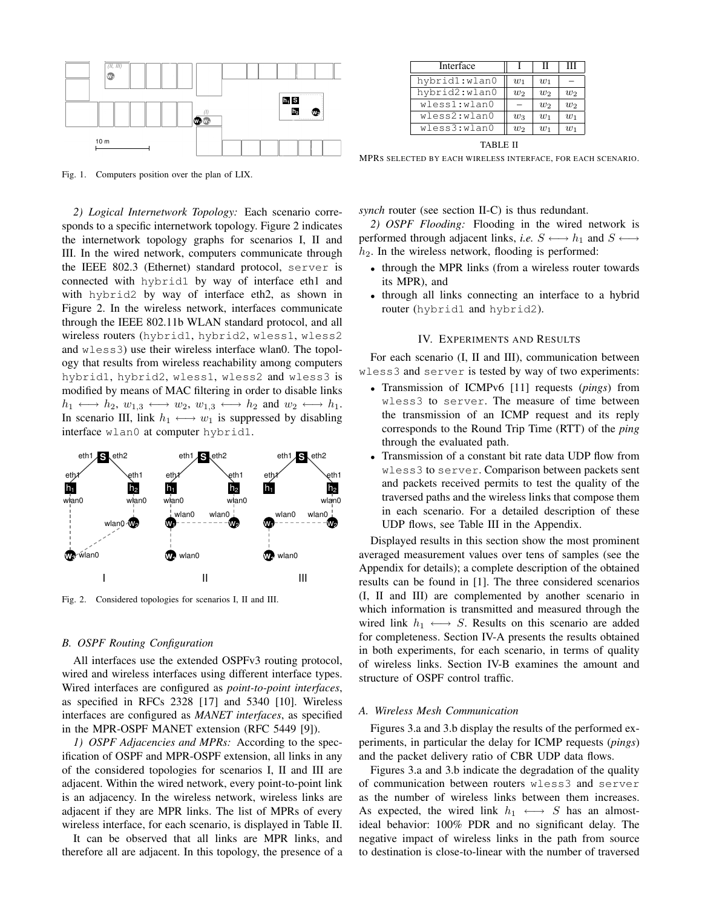Fig. 1. Computers position over the plan of LIX.

| Interface | I | II | III |
|---|---|---|---|
| `hybrid1:wlan0` | $w_1$ | $w_1$ | – |
| `hybrid2:wlan0` | $w_2$ | $w_2$ | $w_2$ |
| `wless1:wlan0` | – | $w_2$ | $w_2$ |
| `wless2:wlan0` | $w_3$ | $w_1$ | $w_1$ |
| `wless3:wlan0` | $w_2$ | $w_1$ | $w_1$ |

TABLE II

MPRS SELECTED BY EACH WIRELESS INTERFACE, FOR EACH SCENARIO.

*2) Logical Internetwork Topology:* Each scenario corresponds to a specific internetwork topology. Figure 2 indicates the internetwork topology graphs for scenarios I, II and III. In the wired network, computers communicate through the IEEE 802.3 (Ethernet) standard protocol, `server` is connected with `hybrid1` by way of interface eth1 and with `hybrid2` by way of interface eth2, as shown in Figure 2. In the wireless network, interfaces communicate through the IEEE 802.11b WLAN standard protocol, and all wireless routers (`hybrid1`, `hybrid2`, `wless1`, `wless2` and `wless3`) use their wireless interface wlan0. The topology that results from wireless reachability among computers `hybrid1`, `hybrid2`, `wless1`, `wless2` and `wless3` is modified by means of MAC filtering in order to disable links $h_1 \longleftrightarrow h_2$, $w_{1,3} \longleftrightarrow w_2$, $w_{1,3} \longleftrightarrow h_2$ and $w_2 \longleftrightarrow h_1$. In scenario III, link $h_1 \longleftrightarrow w_1$ is suppressed by disabling interface `wlan0` at computer `hybrid1`.

Fig. 2. Considered topologies for scenarios I, II and III.

### B. OSPF Routing Configuration

All interfaces use the extended OSPFv3 routing protocol, wired and wireless interfaces using different interface types. Wired interfaces are configured as *point-to-point interfaces*, as specified in RFCs 2328 [17] and 5340 [10]. Wireless interfaces are configured as *MANET interfaces*, as specified in the MPR-OSPF MANET extension (RFC 5449 [9]).

*1) OSPF Adjacencies and MPRs:* According to the specification of OSPF and MPR-OSPF extension, all links in any of the considered topologies for scenarios I, II and III are adjacent. Within the wired network, every point-to-point link is an adjacency. In the wireless network, wireless links are adjacent if they are MPR links. The list of MPRs of every wireless interface, for each scenario, is displayed in Table II.

It can be observed that all links are MPR links, and therefore all are adjacent. In this topology, the presence of a *synch* router (see section II-C) is thus redundant.

*2) OSPF Flooding:* Flooding in the wired network is performed through adjacent links, *i.e.* $S \longleftrightarrow h_1$ and $S \longleftrightarrow h_2$. In the wireless network, flooding is performed:

- through the MPR links (from a wireless router towards its MPR), and
- through all links connecting an interface to a hybrid router (`hybrid1` and `hybrid2`).

## IV. Experiments and Results

For each scenario (I, II and III), communication between `wless3` and `server` is tested by way of two experiments:

- Transmission of ICMPv6 [11] requests (*pings*) from `wless3` to `server`. The measure of time between the transmission of an ICMP request and its reply corresponds to the Round Trip Time (RTT) of the *ping* through the evaluated path.
- Transmission of a constant bit rate data UDP flow from `wless3` to `server`. Comparison between packets sent and packets received permits to test the quality of the traversed paths and the wireless links that compose them in each scenario. For a detailed description of these UDP flows, see Table III in the Appendix.

Displayed results in this section show the most prominent averaged measurement values over tens of samples (see the Appendix for details); a complete description of the obtained results can be found in [1]. The three considered scenarios (I, II and III) are complemented by another scenario in which information is transmitted and measured through the wired link $h_1 \longleftrightarrow S$. Results on this scenario are added for completeness. Section IV-A presents the results obtained in both experiments, for each scenario, in terms of quality of wireless links. Section IV-B examines the amount and structure of OSPF control traffic.

### A. Wireless Mesh Communication

Figures 3.a and 3.b display the results of the performed experiments, in particular the delay for ICMP requests (*pings*) and the packet delivery ratio of CBR UDP data flows.

Figures 3.a and 3.b indicate the degradation of the quality of communication between routers `wless3` and `server` as the number of wireless links between them increases. As expected, the wired link $h_1 \longleftrightarrow S$ has an almost-ideal behavior: 100% PDR and no significant delay. The negative impact of wireless links in the path from source to destination is close-to-linear with the number of traversed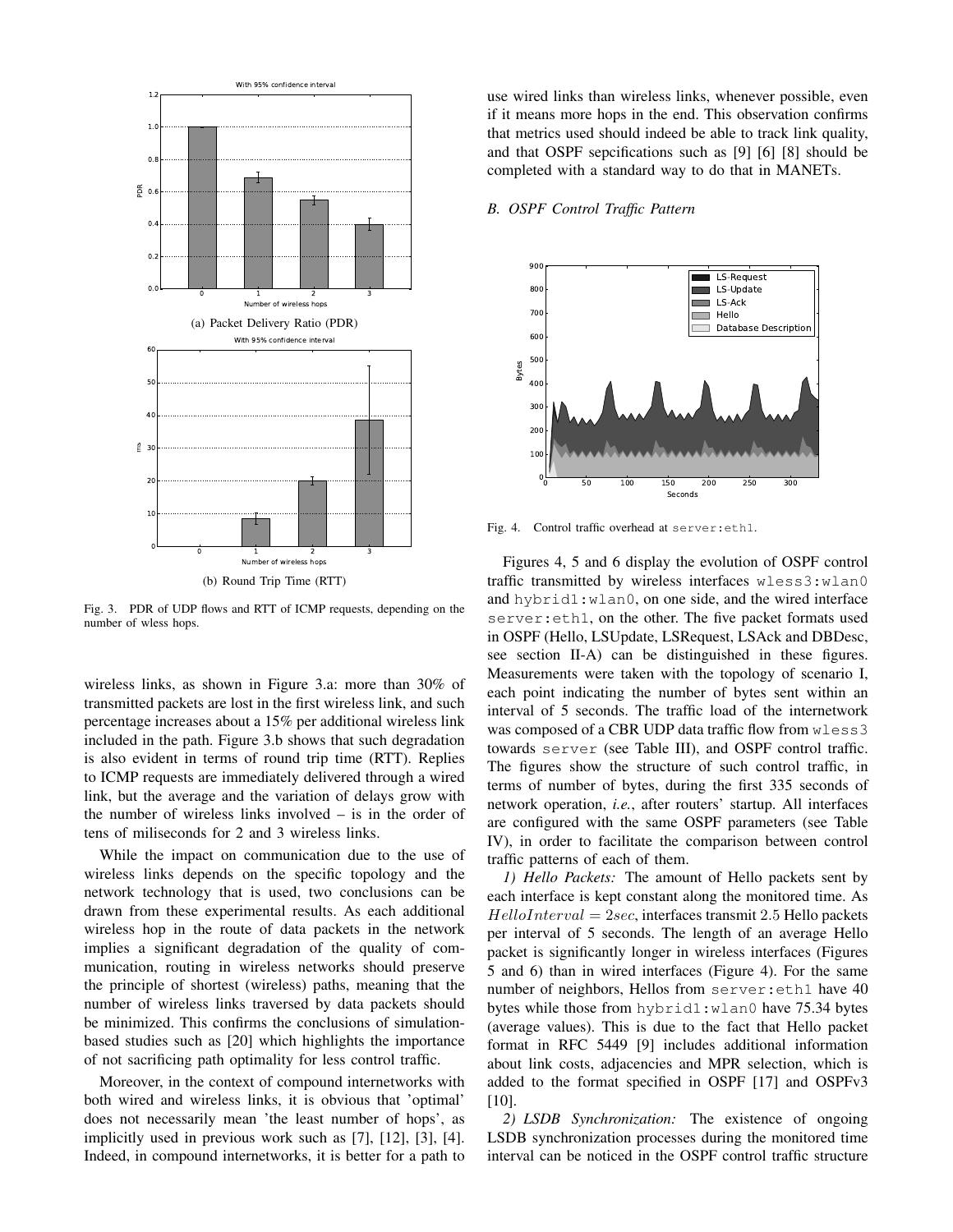(a) Packet Delivery Ratio (PDR)

(b) Round Trip Time (RTT)

Fig. 3. PDR of UDP flows and RTT of ICMP requests, depending on the number of wless hops.

wireless links, as shown in Figure 3.a: more than 30% of transmitted packets are lost in the first wireless link, and such percentage increases about a 15% per additional wireless link included in the path. Figure 3.b shows that such degradation is also evident in terms of round trip time (RTT). Replies to ICMP requests are immediately delivered through a wired link, but the average and the variation of delays grow with the number of wireless links involved – is in the order of tens of miliseconds for 2 and 3 wireless links.

While the impact on communication due to the use of wireless links depends on the specific topology and the network technology that is used, two conclusions can be drawn from these experimental results. As each additional wireless hop in the route of data packets in the network implies a significant degradation of the quality of communication, routing in wireless networks should preserve the principle of shortest (wireless) paths, meaning that the number of wireless links traversed by data packets should be minimized. This confirms the conclusions of simulation-based studies such as [20] which highlights the importance of not sacrificing path optimality for less control traffic.

Moreover, in the context of compound internetworks with both wired and wireless links, it is obvious that 'optimal' does not necessarily mean 'the least number of hops', as implicitly used in previous work such as [7], [12], [3], [4]. Indeed, in compound internetworks, it is better for a path to use wired links than wireless links, whenever possible, even if it means more hops in the end. This observation confirms that metrics used should indeed be able to track link quality, and that OSPF sepcifications such as [9] [6] [8] should be completed with a standard way to do that in MANETs.

### B. OSPF Control Traffic Pattern

Fig. 4. Control traffic overhead at `server:eth1`.

Figures 4, 5 and 6 display the evolution of OSPF control traffic transmitted by wireless interfaces `wless3:wlan0` and `hybrid1:wlan0`, on one side, and the wired interface `server:eth1`, on the other. The five packet formats used in OSPF (Hello, LSUpdate, LSRequest, LSAck and DBDesc, see section II-A) can be distinguished in these figures. Measurements were taken with the topology of scenario I, each point indicating the number of bytes sent within an interval of 5 seconds. The traffic load of the internetwork was composed of a CBR UDP data traffic flow from `wless3` towards `server` (see Table III), and OSPF control traffic. The figures show the structure of such control traffic, in terms of number of bytes, during the first 335 seconds of network operation, *i.e.*, after routers' startup. All interfaces are configured with the same OSPF parameters (see Table IV), in order to facilitate the comparison between control traffic patterns of each of them.

*1) Hello Packets:* The amount of Hello packets sent by each interface is kept constant along the monitored time. As $HelloInterval = 2sec$, interfaces transmit 2.5 Hello packets per interval of 5 seconds. The length of an average Hello packet is significantly longer in wireless interfaces (Figures 5 and 6) than in wired interfaces (Figure 4). For the same number of neighbors, Hellos from `server:eth1` have 40 bytes while those from `hybrid1:wlan0` have 75.34 bytes (average values). This is due to the fact that Hello packet format in RFC 5449 [9] includes additional information about link costs, adjacencies and MPR selection, which is added to the format specified in OSPF [17] and OSPFv3 [10].

*2) LSDB Synchronization:* The existence of ongoing LSDB synchronization processes during the monitored time interval can be noticed in the OSPF control traffic structure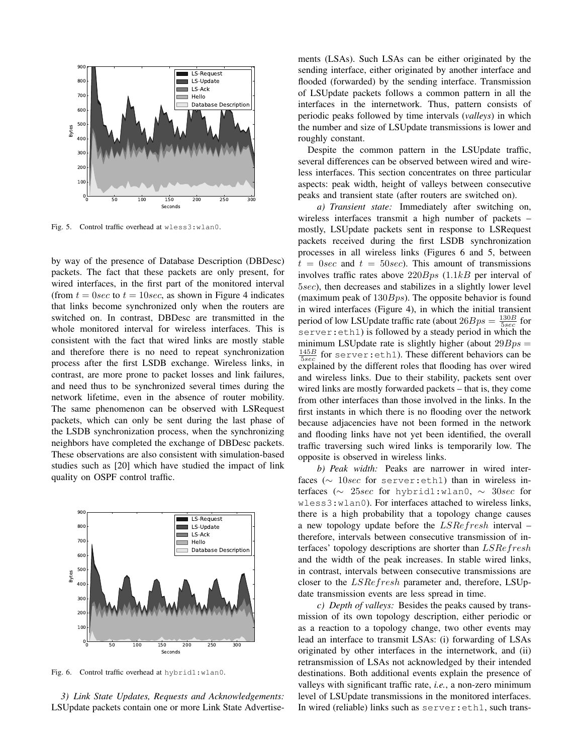Fig. 5. Control traffic overhead at `wless3:wlan0`.

by way of the presence of Database Description (DBDesc) packets. The fact that these packets are only present, for wired interfaces, in the first part of the monitored interval (from $t = 0sec$ to $t = 10sec$, as shown in Figure 4 indicates that links become synchronized only when the routers are switched on. In contrast, DBDesc are transmitted in the whole monitored interval for wireless interfaces. This is consistent with the fact that wired links are mostly stable and therefore there is no need to repeat synchronization process after the first LSDB exchange. Wireless links, in contrast, are more prone to packet losses and link failures, and need thus to be synchronized several times during the network lifetime, even in the absence of router mobility. The same phenomenon can be observed with LSRequest packets, which can only be sent during the last phase of the LSDB synchronization process, when the synchronizing neighbors have completed the exchange of DBDesc packets. These observations are also consistent with simulation-based studies such as [20] which have studied the impact of link quality on OSPF control traffic.

Fig. 6. Control traffic overhead at `hybrid1:wlan0`.

*3) Link State Updates, Requests and Acknowledgements:* LSUpdate packets contain one or more Link State Advertisements (LSAs). Such LSAs can be either originated by the sending interface, either originated by another interface and flooded (forwarded) by the sending interface. Transmission of LSUpdate packets follows a common pattern in all the interfaces in the internetwork. Thus, pattern consists of periodic peaks followed by time intervals (*valleys*) in which the number and size of LSUpdate transmissions is lower and roughly constant.

Despite the common pattern in the LSUpdate traffic, several differences can be observed between wired and wireless interfaces. This section concentrates on three particular aspects: peak width, height of valleys between consecutive peaks and transient state (after routers are switched on).

*a) Transient state:* Immediately after switching on, wireless interfaces transmit a high number of packets – mostly, LSUpdate packets sent in response to LSRequest packets received during the first LSDB synchronization processes in all wireless links (Figures 6 and 5, between $t = 0sec$ and $t = 50sec$). This amount of transmissions involves traffic rates above $220Bps$ ($1.1kB$ per interval of $5sec$), then decreases and stabilizes in a slightly lower level (maximum peak of $130Bps$). The opposite behavior is found in wired interfaces (Figure 4), in which the initial transient period of low LSUpdate traffic rate (about $26Bps = \frac{130B}{5sec}$ for `server:eth1`) is followed by a steady period in which the minimum LSUpdate rate is slightly higher (about $29Bps = \frac{145B}{5sec}$ for `server:eth1`). These different behaviors can be explained by the different roles that flooding has over wired and wireless links. Due to their stability, packets sent over wired links are mostly forwarded packets – that is, they come from other interfaces than those involved in the links. In the first instants in which there is no flooding over the network because adjacencies have not been formed in the network and flooding links have not yet been identified, the overall traffic traversing such wired links is temporarily low. The opposite is observed in wireless links.

*b) Peak width:* Peaks are narrower in wired interfaces ($\sim 10sec$ for `server:eth1`) than in wireless interfaces ($\sim 25sec$ for `hybrid1:wlan0`, $\sim 30sec$ for `wless3:wlan0`). For interfaces attached to wireless links, there is a high probability that a topology change causes a new topology update before the $LSRefresh$ interval – therefore, intervals between consecutive transmission of interfaces' topology descriptions are shorter than $LSRefresh$ and the width of the peak increases. In stable wired links, in contrast, intervals between consecutive transmissions are closer to the $LSRefresh$ parameter and, therefore, LSUpdate transmission events are less spread in time.

*c) Depth of valleys:* Besides the peaks caused by transmission of its own topology description, either periodic or as a reaction to a topology change, two other events may lead an interface to transmit LSAs: (i) forwarding of LSAs originated by other interfaces in the internetwork, and (ii) retransmission of LSAs not acknowledged by their intended destinations. Both additional events explain the presence of valleys with significant traffic rate, *i.e.*, a non-zero minimum level of LSUpdate transmissions in the monitored interfaces. In wired (reliable) links such as `server:eth1`, such trans-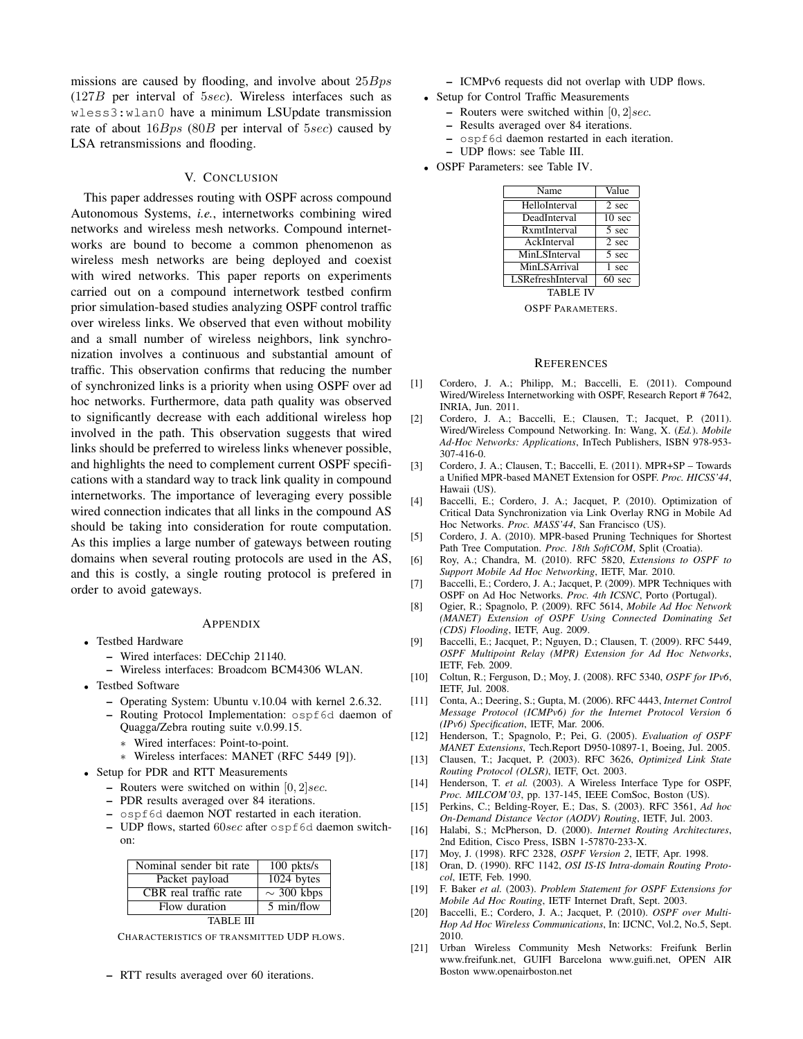missions are caused by flooding, and involve about $25Bps$ ($127B$ per interval of $5sec$). Wireless interfaces such as `wless3:wlan0` have a minimum LSUpdate transmission rate of about $16Bps$ ($80B$ per interval of $5sec$) caused by LSA retransmissions and flooding.

## V. Conclusion

This paper addresses routing with OSPF across compound Autonomous Systems, *i.e.*, internetworks combining wired networks and wireless mesh networks. Compound internetworks are bound to become a common phenomenon as wireless mesh networks are being deployed and coexist with wired networks. This paper reports on experiments carried out on a compound internetwork testbed confirm prior simulation-based studies analyzing OSPF control traffic over wireless links. We observed that even without mobility and a small number of wireless neighbors, link synchronization involves a continuous and substantial amount of traffic. This observation confirms that reducing the number of synchronized links is a priority when using OSPF over ad hoc networks. Furthermore, data path quality was observed to significantly decrease with each additional wireless hop involved in the path. This observation suggests that wired links should be preferred to wireless links whenever possible, and highlights the need to complement current OSPF specifications with a standard way to track link quality in compound internetworks. The importance of leveraging every possible wired connection indicates that all links in the compound AS should be taking into consideration for route computation. As this implies a large number of gateways between routing domains when several routing protocols are used in the AS, and this is costly, a single routing protocol is prefered in order to avoid gateways.

## Appendix

- Testbed Hardware
  - Wired interfaces: DECchip 21140.
  - Wireless interfaces: Broadcom BCM4306 WLAN.
- Testbed Software
  - Operating System: Ubuntu v.10.04 with kernel 2.6.32.
  - Routing Protocol Implementation: `ospf6d` daemon of Quagga/Zebra routing suite v.0.99.15.
    - Wired interfaces: Point-to-point.
    - Wireless interfaces: MANET (RFC 5449 [9]).
- Setup for PDR and RTT Measurements
  - Routers were switched on within $[0, 2]sec$.
  - PDR results averaged over 84 iterations.
  - `ospf6d` daemon NOT restarted in each iteration.
  - UDP flows, started $60sec$ after `ospf6d` daemon switch-on:

| | |
|---|---|
| Nominal sender bit rate | 100 pkts/s |
| Packet payload | 1024 bytes |
| CBR real traffic rate | $\sim$ 300 kbps |
| Flow duration | 5 min/flow |

TABLE III

Characteristics of transmitted UDP flows.

  - RTT results averaged over 60 iterations.
  - ICMPv6 requests did not overlap with UDP flows.
- Setup for Control Traffic Measurements
  - Routers were switched within $[0, 2]sec$.
  - Results averaged over 84 iterations.
  - `ospf6d` daemon restarted in each iteration.
  - UDP flows: see Table III.
- OSPF Parameters: see Table IV.

| Name | Value |
|---|---|
| HelloInterval | 2 sec |
| DeadInterval | 10 sec |
| RxmtInterval | 5 sec |
| AckInterval | 2 sec |
| MinLSInterval | 5 sec |
| MinLSArrival | 1 sec |
| LSRefreshInterval | 60 sec |

TABLE IV

OSPF Parameters.

## References

[1] Cordero, J. A.; Philipp, M.; Baccelli, E. (2011). Compound Wired/Wireless Internetworking with OSPF, Research Report # 7642, INRIA, Jun. 2011.

[2] Cordero, J. A.; Baccelli, E.; Clausen, T.; Jacquet, P. (2011). Wired/Wireless Compound Networking. In: Wang, X. (*Ed.*). *Mobile Ad-Hoc Networks: Applications*, InTech Publishers, ISBN 978-953-307-416-0.

[3] Cordero, J. A.; Clausen, T.; Baccelli, E. (2011). MPR+SP – Towards a Unified MPR-based MANET Extension for OSPF. *Proc. HICSS'44*, Hawaii (US).

[4] Baccelli, E.; Cordero, J. A.; Jacquet, P. (2010). Optimization of Critical Data Synchronization via Link Overlay RNG in Mobile Ad Hoc Networks. *Proc. MASS'44*, San Francisco (US).

[5] Cordero, J. A. (2010). MPR-based Pruning Techniques for Shortest Path Tree Computation. *Proc. 18th SoftCOM*, Split (Croatia).

[6] Roy, A.; Chandra, M. (2010). RFC 5820, *Extensions to OSPF to Support Mobile Ad Hoc Networking*, IETF, Mar. 2010.

[7] Baccelli, E.; Cordero, J. A.; Jacquet, P. (2009). MPR Techniques with OSPF on Ad Hoc Networks. *Proc. 4th ICSNC*, Porto (Portugal).

[8] Ogier, R.; Spagnolo, P. (2009). RFC 5614, *Mobile Ad Hoc Network (MANET) Extension of OSPF Using Connected Dominating Set (CDS) Flooding*, IETF, Aug. 2009.

[9] Baccelli, E.; Jacquet, P.; Nguyen, D.; Clausen, T. (2009). RFC 5449, *OSPF Multipoint Relay (MPR) Extension for Ad Hoc Networks*, IETF, Feb. 2009.

[10] Coltun, R.; Ferguson, D.; Moy, J. (2008). RFC 5340, *OSPF for IPv6*, IETF, Jul. 2008.

[11] Conta, A.; Deering, S.; Gupta, M. (2006). RFC 4443, *Internet Control Message Protocol (ICMPv6) for the Internet Protocol Version 6 (IPv6) Specification*, IETF, Mar. 2006.

[12] Henderson, T.; Spagnolo, P.; Pei, G. (2005). *Evaluation of OSPF MANET Extensions*, Tech.Report D950-10897-1, Boeing, Jul. 2005.

[13] Clausen, T.; Jacquet, P. (2003). RFC 3626, *Optimized Link State Routing Protocol (OLSR)*, IETF, Oct. 2003.

[14] Henderson, T. *et al.* (2003). A Wireless Interface Type for OSPF, *Proc. MILCOM'03*, pp. 137-145, IEEE ComSoc, Boston (US).

[15] Perkins, C.; Belding-Royer, E.; Das, S. (2003). RFC 3561, *Ad hoc On-Demand Distance Vector (AODV) Routing*, IETF, Jul. 2003.

[16] Halabi, S.; McPherson, D. (2000). *Internet Routing Architectures*, 2nd Edition, Cisco Press, ISBN 1-57870-233-X.

[17] Moy, J. (1998). RFC 2328, *OSPF Version 2*, IETF, Apr. 1998.

[18] Oran, D. (1990). RFC 1142, *OSI IS-IS Intra-domain Routing Protocol*, IETF, Feb. 1990.

[19] F. Baker *et al.* (2003). *Problem Statement for OSPF Extensions for Mobile Ad Hoc Routing*, IETF Internet Draft, Sept. 2003.

[20] Baccelli, E.; Cordero, J. A.; Jacquet, P. (2010). *OSPF over Multi-Hop Ad Hoc Wireless Communications*, In: IJCNC, Vol.2, No.5, Sept. 2010.

[21] Urban Wireless Community Mesh Networks: Freifunk Berlin www.freifunk.net, GUIFI Barcelona www.guifi.net, OPEN AIR Boston www.openairboston.net